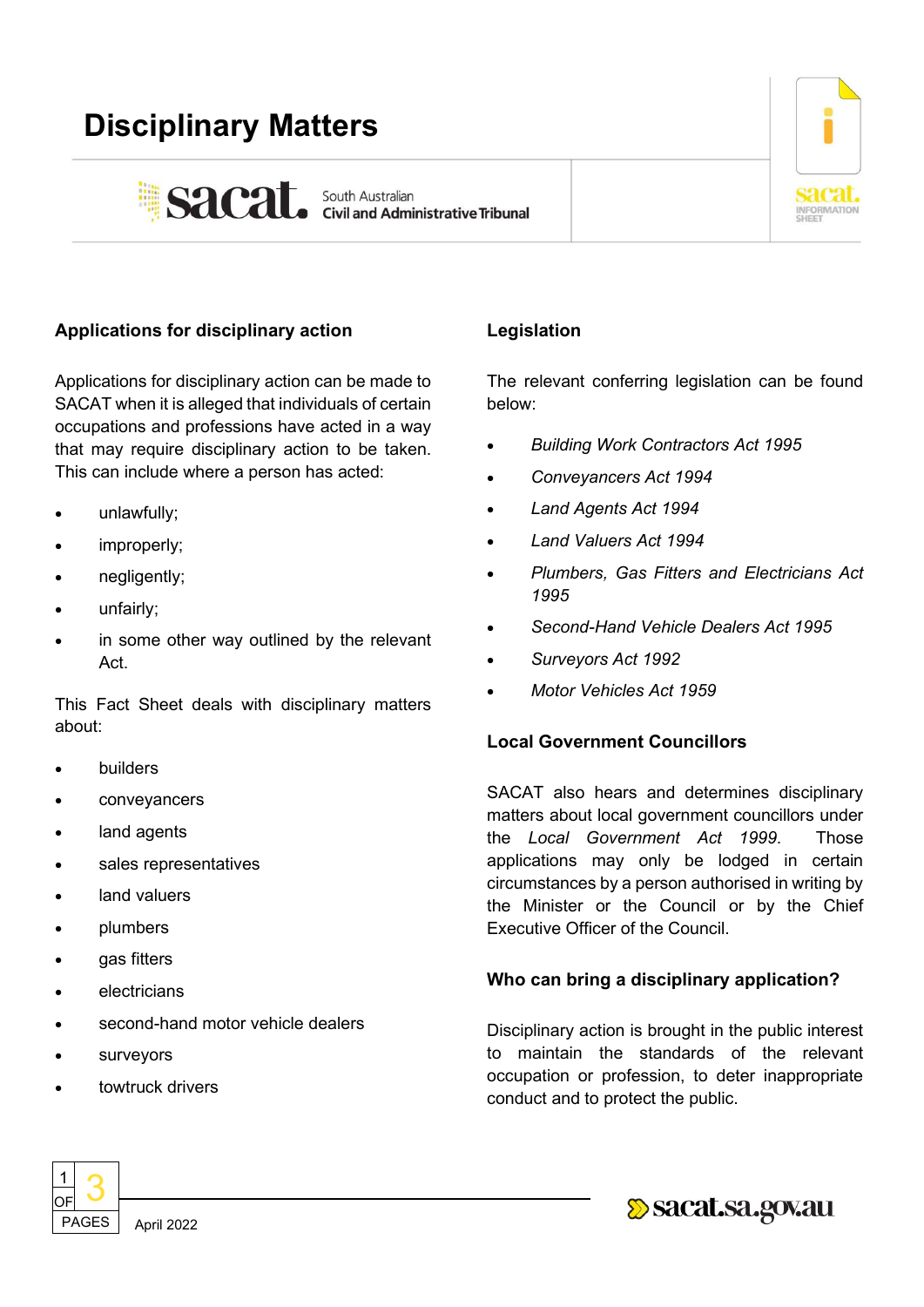# Disciplinary Matters

South Australian Civil and Administrative Tribunal

## Applications for disciplinary action

Applications for disciplinary action can be made to SACAT when it is alleged that individuals of certain occupations and professions have acted in a way that may require disciplinary action to be taken. This can include where a person has acted:

- unlawfully;
- improperly;
- negligently;
- unfairly;
- in some other way outlined by the relevant Act.

This Fact Sheet deals with disciplinary matters about:

- builders
- conveyancers
- land agents
- sales representatives
- land valuers
- plumbers
- gas fitters
- electricians
- second-hand motor vehicle dealers
- surveyors
- towtruck drivers

## Legislation

The relevant conferring legislation can be found below:

- *Building Work Contractors Act 1995*
- *Conveyancers Act 1994*
- *Land Agents Act 1994*
- *Land Valuers Act 1994*
- *Plumbers, Gas Fitters and Electricians Act 1995*
- *Second-Hand Vehicle Dealers Act 1995*
- *Surveyors Act 1992*
- *Motor Vehicles Act 1959*

## Local Government Councillors

SACAT also hears and determines disciplinary matters about local government councillors under the *Local Government Act 1999*. Those applications may only be lodged in certain circumstances by a person authorised in writing by the Minister or the Council or by the Chief Executive Officer of the Council.

## Who can bring a disciplinary application?

Disciplinary action is brought in the public interest to maintain the standards of the relevant occupation or profession, to deter inappropriate conduct and to protect the public.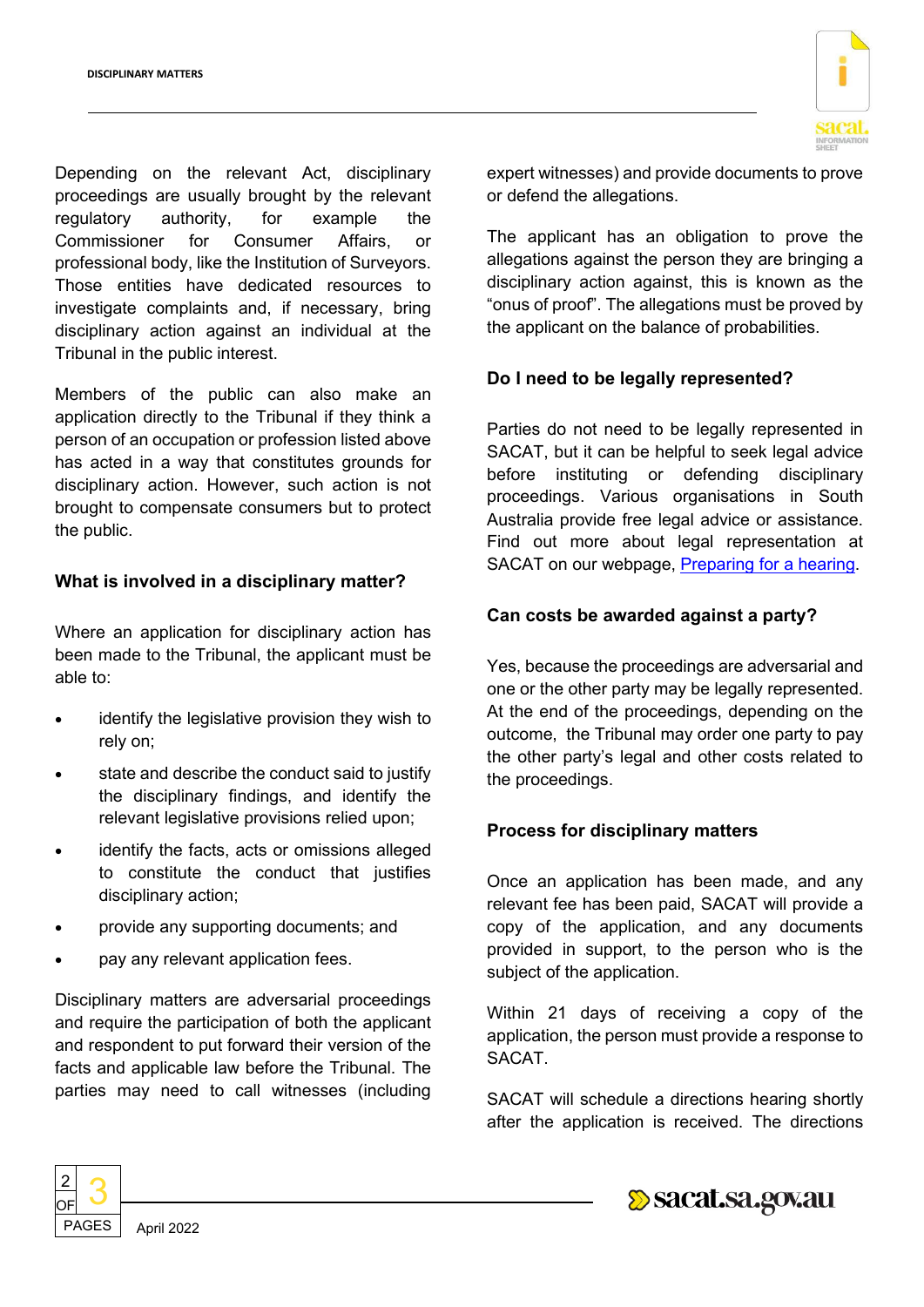Depending on the relevant Act, disciplinary proceedings are usually brought by the relevant regulatory authority, for example the Commissioner for Consumer Affairs, or professional body, like the Institution of Surveyors. Those entities have dedicated resources to investigate complaints and, if necessary, bring disciplinary action against an individual at the Tribunal in the public interest.

Members of the public can also make an application directly to the Tribunal if they think a person of an occupation or profession listed above has acted in a way that constitutes grounds for disciplinary action. However, such action is not brought to compensate consumers but to protect the public.

### What is involved in a disciplinary matter?

Where an application for disciplinary action has been made to the Tribunal, the applicant must be able to:

- identify the legislative provision they wish to rely on;
- state and describe the conduct said to justify the disciplinary findings, and identify the relevant legislative provisions relied upon;
- identify the facts, acts or omissions alleged to constitute the conduct that justifies disciplinary action;
- provide any supporting documents; and
- pay any relevant application fees.

Disciplinary matters are adversarial proceedings and require the participation of both the applicant and respondent to put forward their version of the facts and applicable law before the Tribunal. The parties may need to call witnesses (including expert witnesses) and provide documents to prove or defend the allegations.

The applicant has an obligation to prove the allegations against the person they are bringing a disciplinary action against, this is known as the "onus of proof". The allegations must be proved by the applicant on the balance of probabilities.

### Do I need to be legally represented?

Parties do not need to be legally represented in SACAT, but it can be helpful to seek legal advice before instituting or defending disciplinary proceedings. Various organisations in South Australia provide free legal advice or assistance. Find out more about legal representation at SACAT on our webpage, [Preparing for a hearing](Preparing for a hearing).

### Can costs be awarded against a party?

Yes, because the proceedings are adversarial and one or the other party may be legally represented. At the end of the proceedings, depending on the outcome, the Tribunal may order one party to pay the other party's legal and other costs related to the proceedings.

### Process for disciplinary matters

Once an application has been made, and any relevant fee has been paid, SACAT will provide a copy of the application, and any documents provided in support, to the person who is the subject of the application.

Within 21 days of receiving a copy of the application, the person must provide a response to SACAT.

SACAT will schedule a directions hearing shortly after the application is received. The directions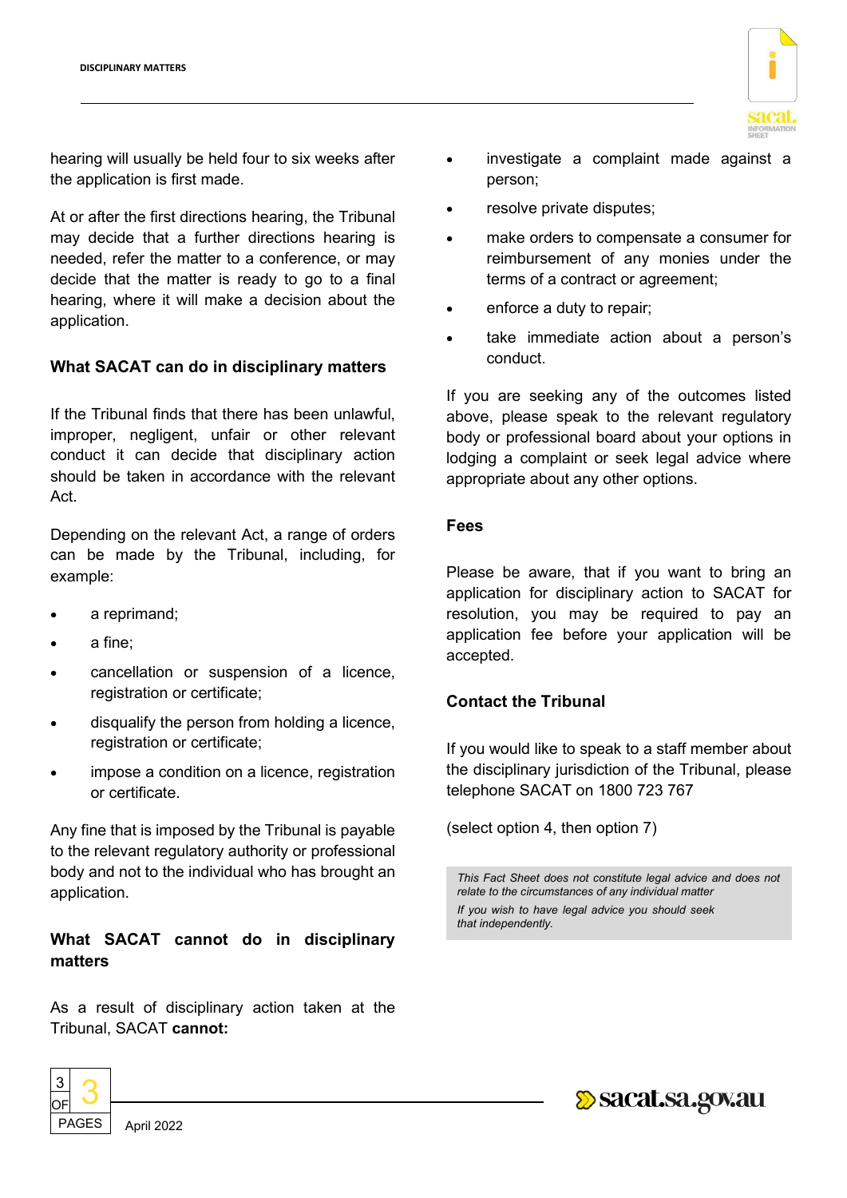hearing will usually be held four to six weeks after the application is first made.

At or after the first directions hearing, the Tribunal may decide that a further directions hearing is needed, refer the matter to a conference, or may decide that the matter is ready to go to a final hearing, where it will make a decision about the application.

## What SACAT can do in disciplinary matters

If the Tribunal finds that there has been unlawful, improper, negligent, unfair or other relevant conduct it can decide that disciplinary action should be taken in accordance with the relevant Act.

Depending on the relevant Act, a range of orders can be made by the Tribunal, including, for example:

- a reprimand;
- a fine;
- cancellation or suspension of a licence, registration or certificate;
- disqualify the person from holding a licence, registration or certificate;
- impose a condition on a licence, registration or certificate.

Any fine that is imposed by the Tribunal is payable to the relevant regulatory authority or professional body and not to the individual who has brought an application.

## What SACAT cannot do in disciplinary matters

As a result of disciplinary action taken at the Tribunal, SACAT **cannot:**

- investigate a complaint made against a person;
- resolve private disputes;
- make orders to compensate a consumer for reimbursement of any monies under the terms of a contract or agreement;
- enforce a duty to repair;
- take immediate action about a person's conduct.

If you are seeking any of the outcomes listed above, please speak to the relevant regulatory body or professional board about your options in lodging a complaint or seek legal advice where appropriate about any other options.

## Fees

Please be aware, that if you want to bring an application for disciplinary action to SACAT for resolution, you may be required to pay an application fee before your application will be accepted.

## Contact the Tribunal

If you would like to speak to a staff member about the disciplinary jurisdiction of the Tribunal, please telephone SACAT on 1800 723 767

(select option 4, then option 7)

*This Fact Sheet does not constitute legal advice and does not relate to the circumstances of any individual matter*

*If you wish to have legal advice you should seek that independently.*